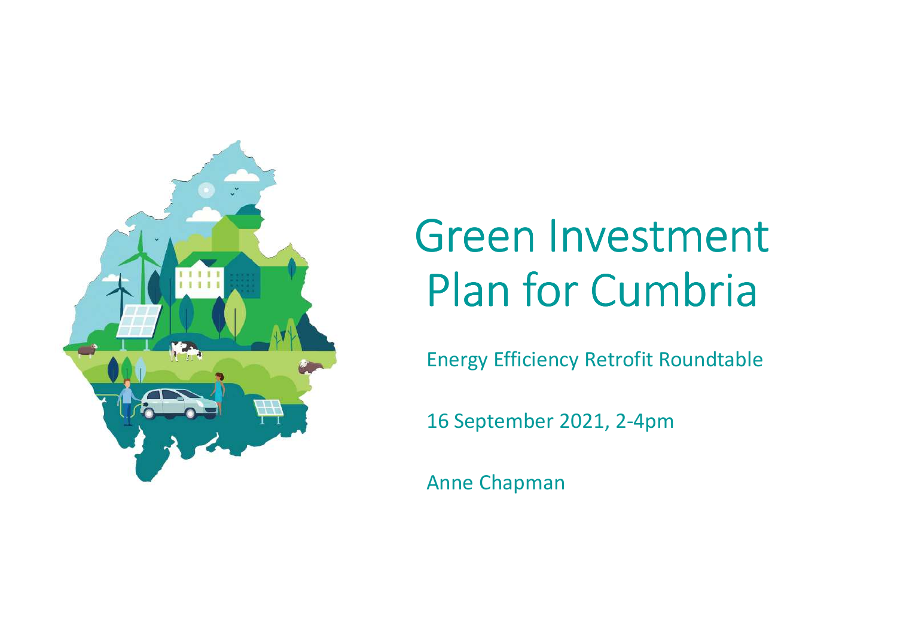# Green Investment Plan for Cumbria

Energy Efficiency Retrofit Roundtable

16 September 2021, 2-4pm

Anne Chapman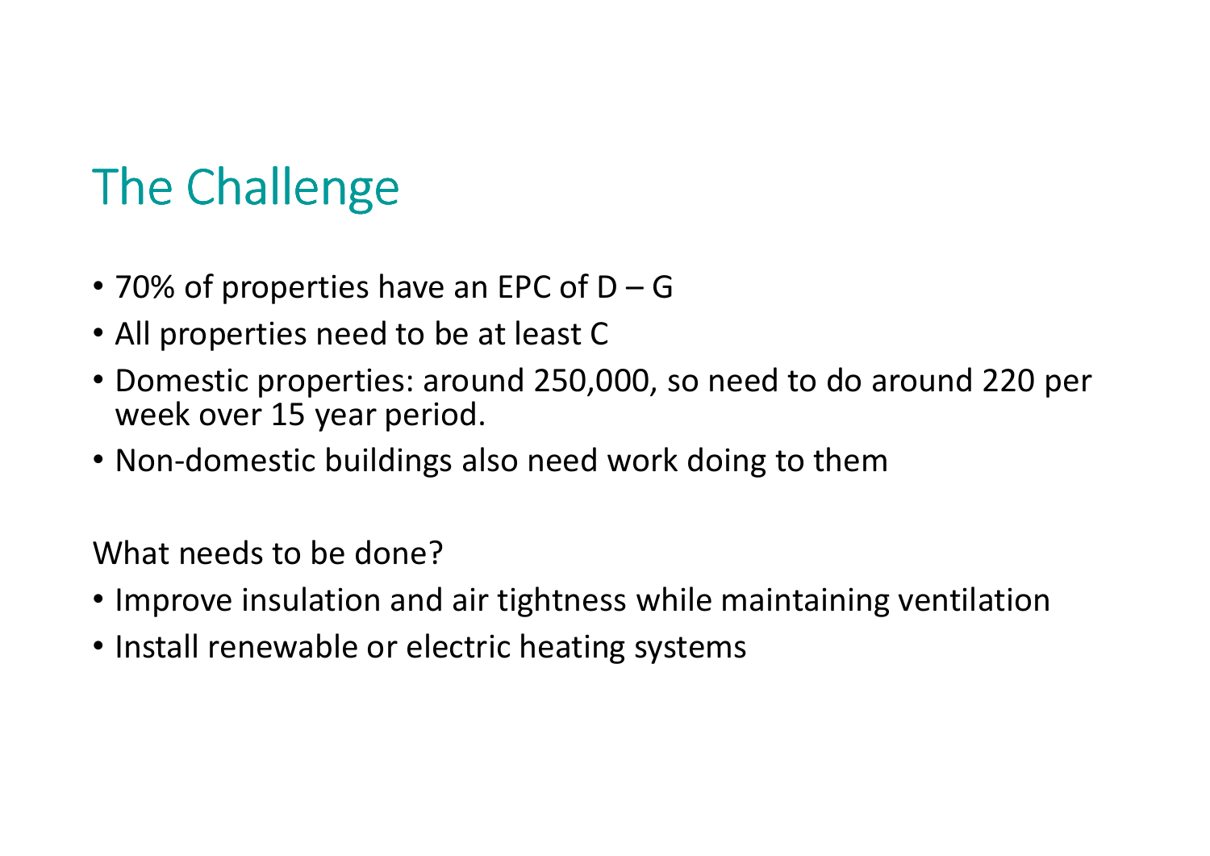# The Challenge

- 70% of properties have an EPC of D – G
- All properties need to be at least C
- Domestic properties: around 250,000, so need to do around 220 per week over 15 year period.
- Non-domestic buildings also need work doing to them

What needs to be done?

- Improve insulation and air tightness while maintaining ventilation
- Install renewable or electric heating systems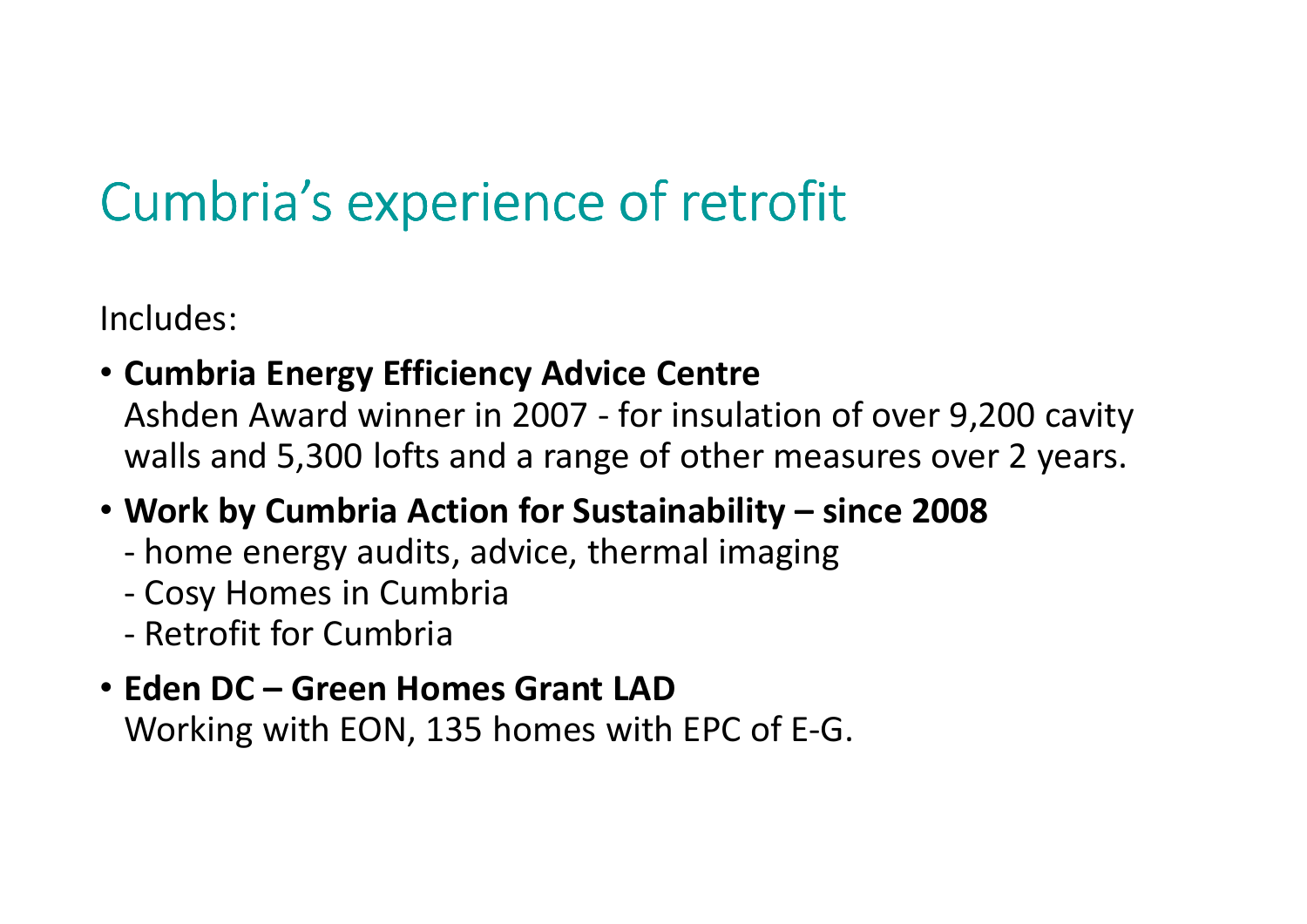# Cumbria's experience of retrofit

Includes:

- **Cumbria Energy Efficiency Advice Centre**
  Ashden Award winner in 2007 - for insulation of over 9,200 cavity walls and 5,300 lofts and a range of other measures over 2 years.
- **Work by Cumbria Action for Sustainability – since 2008**
  - home energy audits, advice, thermal imaging
  - Cosy Homes in Cumbria
  - Retrofit for Cumbria
- **Eden DC – Green Homes Grant LAD**
  Working with EON, 135 homes with EPC of E-G.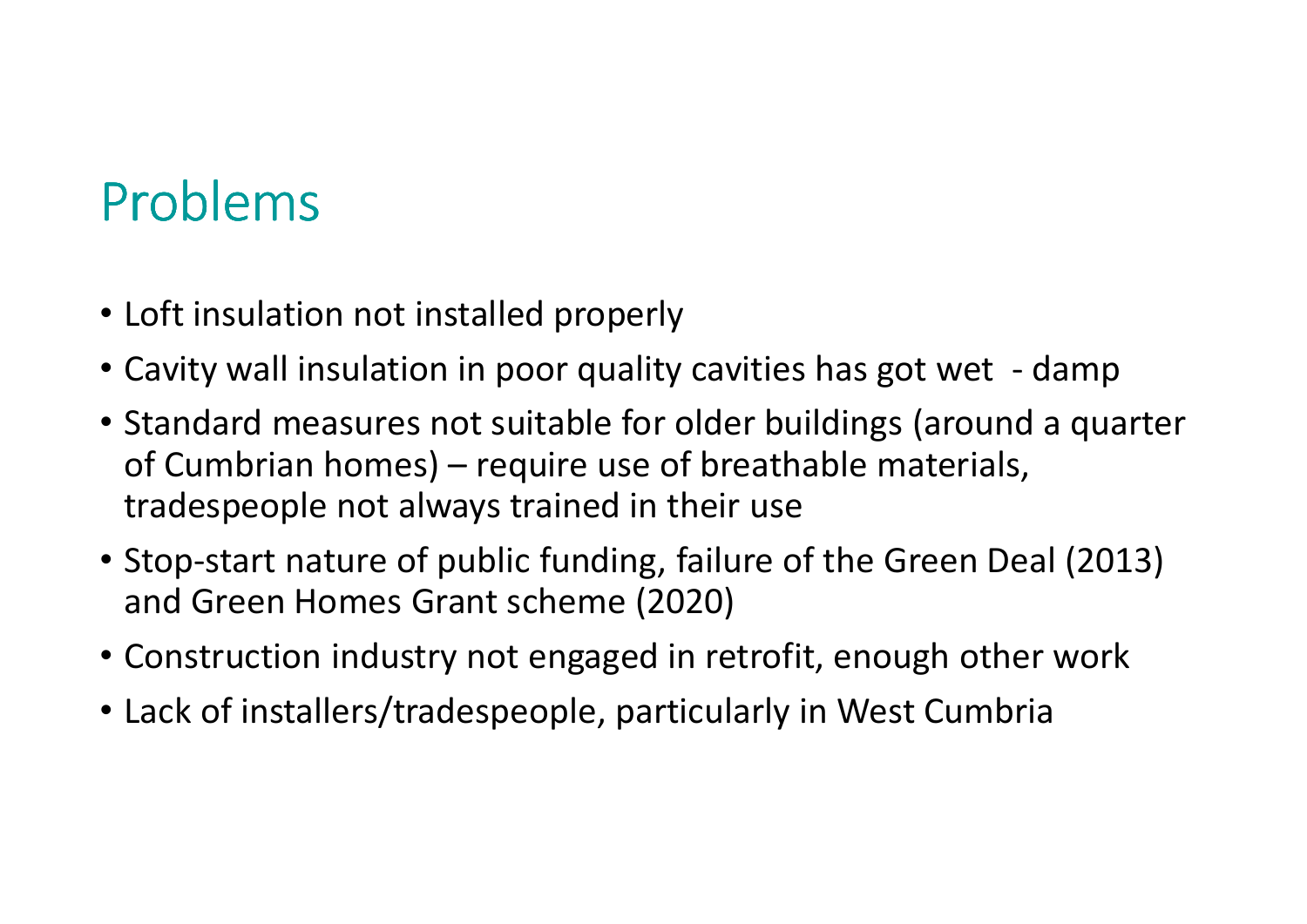# Problems

- Loft insulation not installed properly
- Cavity wall insulation in poor quality cavities has got wet - damp
- Standard measures not suitable for older buildings (around a quarter of Cumbrian homes) – require use of breathable materials, tradespeople not always trained in their use
- Stop-start nature of public funding, failure of the Green Deal (2013) and Green Homes Grant scheme (2020)
- Construction industry not engaged in retrofit, enough other work
- Lack of installers/tradespeople, particularly in West Cumbria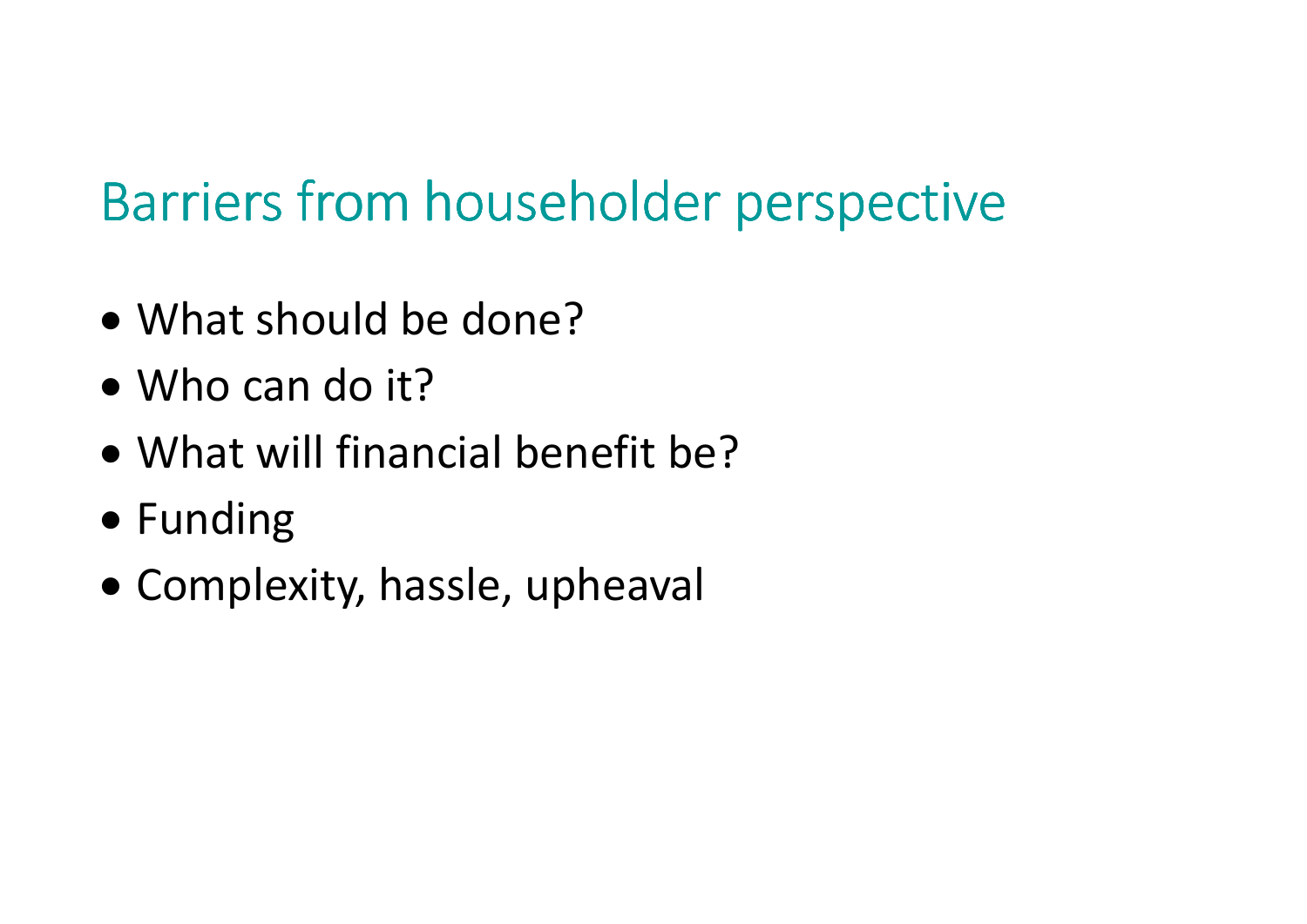## Barriers from householder perspective

- What should be done?
- Who can do it?
- What will financial benefit be?
- Funding
- Complexity, hassle, upheaval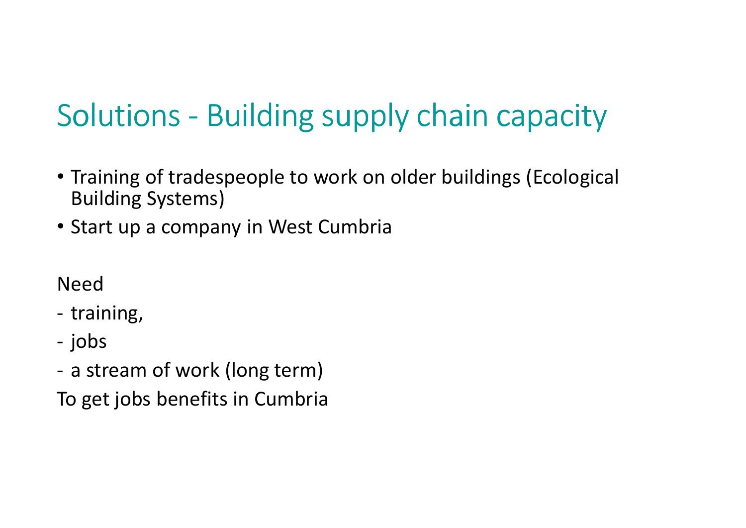# Solutions - Building supply chain capacity

- Training of tradespeople to work on older buildings (Ecological Building Systems)
- Start up a company in West Cumbria

Need

- training,
- jobs
- a stream of work (long term)

To get jobs benefits in Cumbria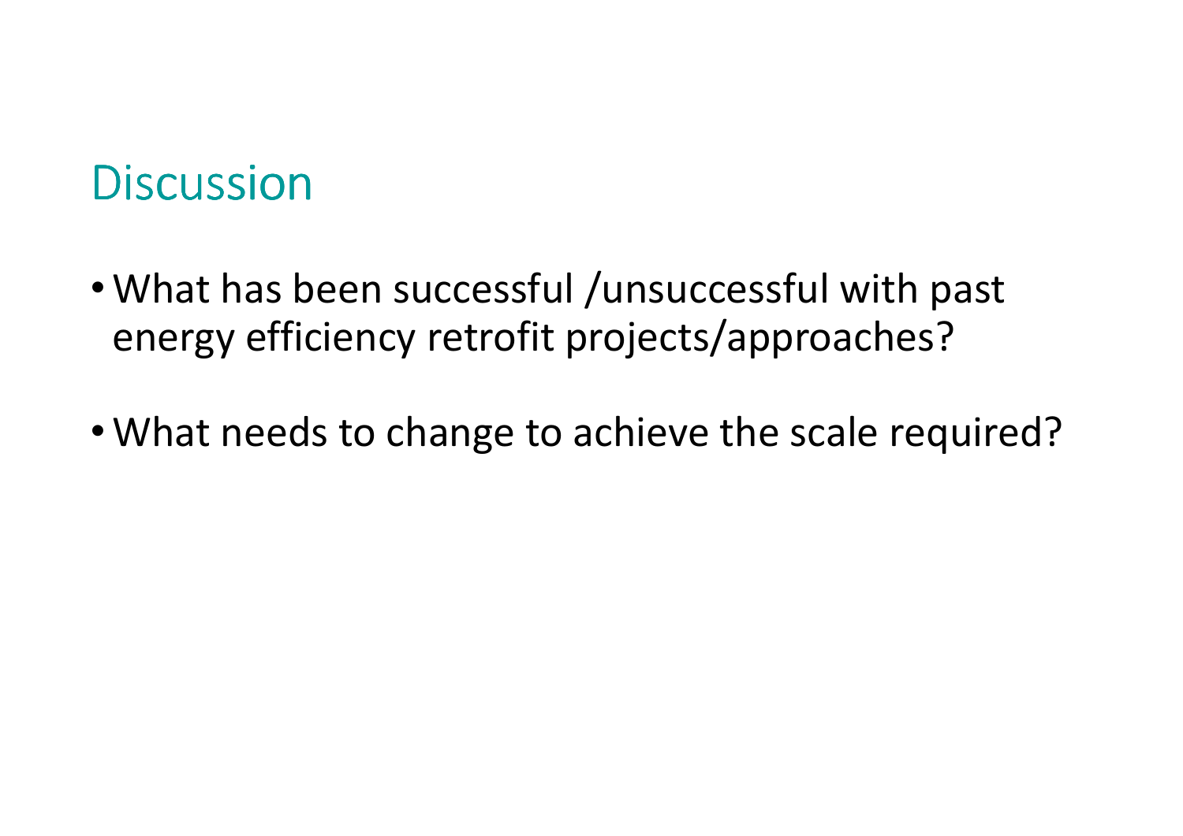## Discussion

- What has been successful /unsuccessful with past energy efficiency retrofit projects/approaches?
- What needs to change to achieve the scale required?